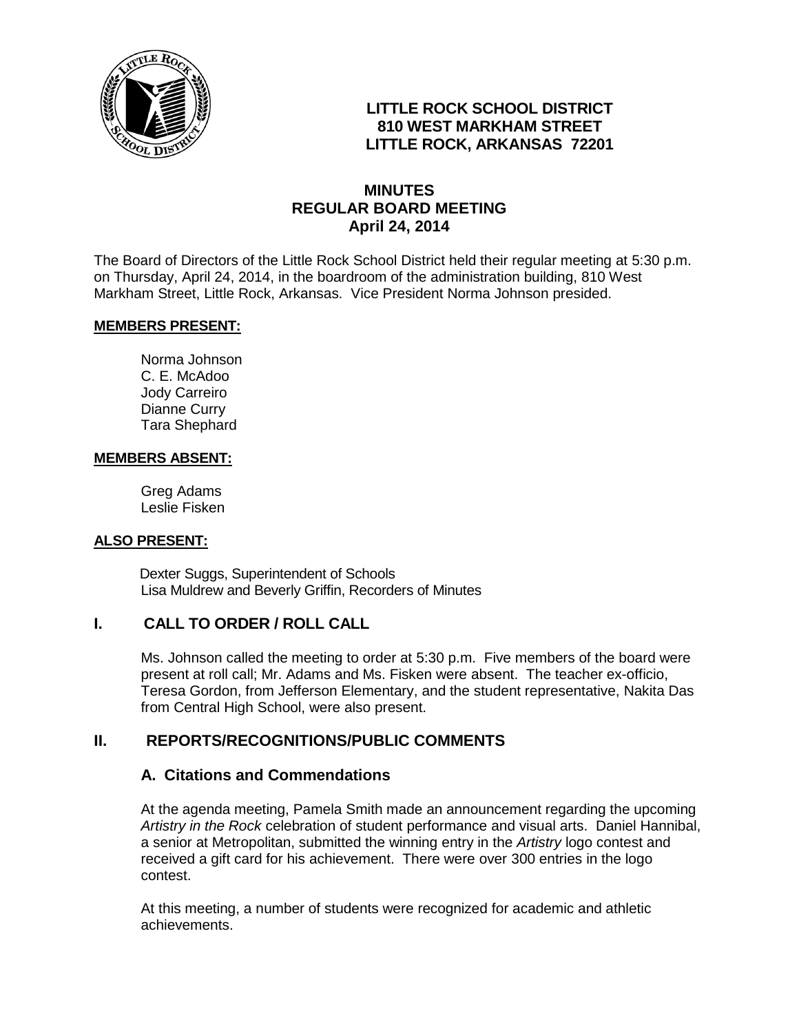**LITTLE ROCK SCHOOL DISTRICT**
**810 WEST MARKHAM STREET**
**LITTLE ROCK, ARKANSAS 72201**

# MINUTES
## REGULAR BOARD MEETING
## April 24, 2014

The Board of Directors of the Little Rock School District held their regular meeting at 5:30 p.m. on Thursday, April 24, 2014, in the boardroom of the administration building, 810 West Markham Street, Little Rock, Arkansas. Vice President Norma Johnson presided.

**MEMBERS PRESENT:**

Norma Johnson
C. E. McAdoo
Jody Carreiro
Dianne Curry
Tara Shephard

**MEMBERS ABSENT:**

Greg Adams
Leslie Fisken

**ALSO PRESENT:**

Dexter Suggs, Superintendent of Schools
Lisa Muldrew and Beverly Griffin, Recorders of Minutes

## I. CALL TO ORDER / ROLL CALL

Ms. Johnson called the meeting to order at 5:30 p.m. Five members of the board were present at roll call; Mr. Adams and Ms. Fisken were absent. The teacher ex-officio, Teresa Gordon, from Jefferson Elementary, and the student representative, Nakita Das from Central High School, were also present.

## II. REPORTS/RECOGNITIONS/PUBLIC COMMENTS

### A. Citations and Commendations

At the agenda meeting, Pamela Smith made an announcement regarding the upcoming *Artistry in the Rock* celebration of student performance and visual arts. Daniel Hannibal, a senior at Metropolitan, submitted the winning entry in the *Artistry* logo contest and received a gift card for his achievement. There were over 300 entries in the logo contest.

At this meeting, a number of students were recognized for academic and athletic achievements.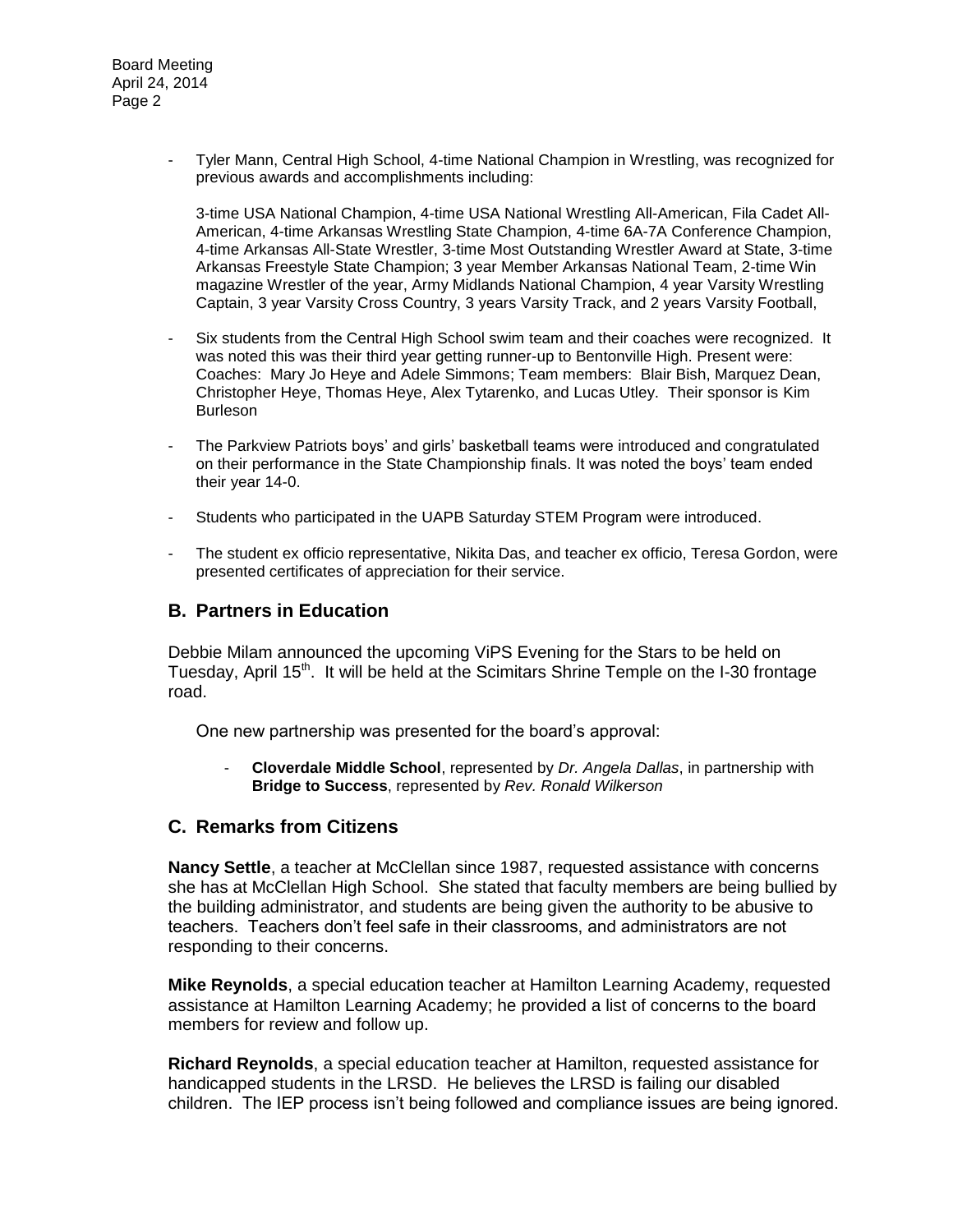- Tyler Mann, Central High School, 4-time National Champion in Wrestling, was recognized for previous awards and accomplishments including:

  3-time USA National Champion, 4-time USA National Wrestling All-American, Fila Cadet All-American, 4-time Arkansas Wrestling State Champion, 4-time 6A-7A Conference Champion, 4-time Arkansas All-State Wrestler, 3-time Most Outstanding Wrestler Award at State, 3-time Arkansas Freestyle State Champion; 3 year Member Arkansas National Team, 2-time Win magazine Wrestler of the year, Army Midlands National Champion, 4 year Varsity Wrestling Captain, 3 year Varsity Cross Country, 3 years Varsity Track, and 2 years Varsity Football,

- Six students from the Central High School swim team and their coaches were recognized. It was noted this was their third year getting runner-up to Bentonville High. Present were: Coaches: Mary Jo Heye and Adele Simmons; Team members: Blair Bish, Marquez Dean, Christopher Heye, Thomas Heye, Alex Tytarenko, and Lucas Utley. Their sponsor is Kim Burleson

- The Parkview Patriots boys' and girls' basketball teams were introduced and congratulated on their performance in the State Championship finals. It was noted the boys' team ended their year 14-0.

- Students who participated in the UAPB Saturday STEM Program were introduced.

- The student ex officio representative, Nikita Das, and teacher ex officio, Teresa Gordon, were presented certificates of appreciation for their service.

## B. Partners in Education

Debbie Milam announced the upcoming ViPS Evening for the Stars to be held on Tuesday, April 15th. It will be held at the Scimitars Shrine Temple on the I-30 frontage road.

One new partnership was presented for the board's approval:

- **Cloverdale Middle School**, represented by *Dr. Angela Dallas*, in partnership with **Bridge to Success**, represented by *Rev. Ronald Wilkerson*

## C. Remarks from Citizens

**Nancy Settle**, a teacher at McClellan since 1987, requested assistance with concerns she has at McClellan High School. She stated that faculty members are being bullied by the building administrator, and students are being given the authority to be abusive to teachers. Teachers don't feel safe in their classrooms, and administrators are not responding to their concerns.

**Mike Reynolds**, a special education teacher at Hamilton Learning Academy, requested assistance at Hamilton Learning Academy; he provided a list of concerns to the board members for review and follow up.

**Richard Reynolds**, a special education teacher at Hamilton, requested assistance for handicapped students in the LRSD. He believes the LRSD is failing our disabled children. The IEP process isn't being followed and compliance issues are being ignored.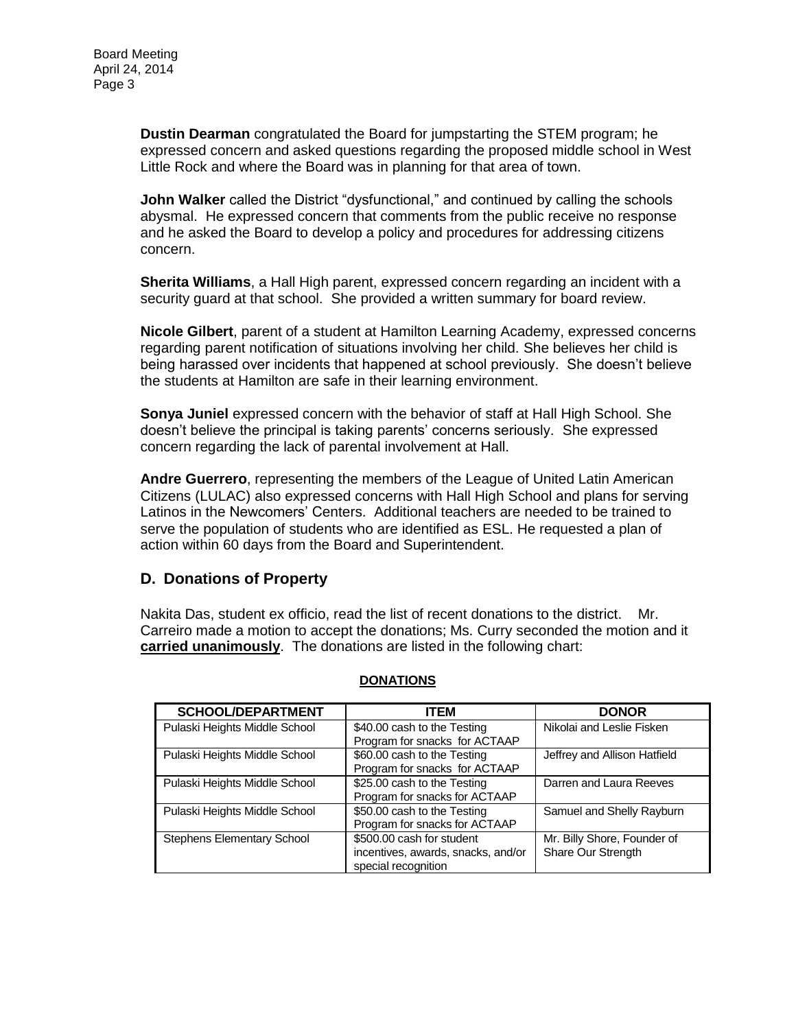**Dustin Dearman** congratulated the Board for jumpstarting the STEM program; he expressed concern and asked questions regarding the proposed middle school in West Little Rock and where the Board was in planning for that area of town.

**John Walker** called the District "dysfunctional," and continued by calling the schools abysmal. He expressed concern that comments from the public receive no response and he asked the Board to develop a policy and procedures for addressing citizens concern.

**Sherita Williams**, a Hall High parent, expressed concern regarding an incident with a security guard at that school. She provided a written summary for board review.

**Nicole Gilbert**, parent of a student at Hamilton Learning Academy, expressed concerns regarding parent notification of situations involving her child. She believes her child is being harassed over incidents that happened at school previously. She doesn't believe the students at Hamilton are safe in their learning environment.

**Sonya Juniel** expressed concern with the behavior of staff at Hall High School. She doesn't believe the principal is taking parents' concerns seriously. She expressed concern regarding the lack of parental involvement at Hall.

**Andre Guerrero**, representing the members of the League of United Latin American Citizens (LULAC) also expressed concerns with Hall High School and plans for serving Latinos in the Newcomers' Centers. Additional teachers are needed to be trained to serve the population of students who are identified as ESL. He requested a plan of action within 60 days from the Board and Superintendent.

## D. Donations of Property

Nakita Das, student ex officio, read the list of recent donations to the district. Mr. Carreiro made a motion to accept the donations; Ms. Curry seconded the motion and it **carried unanimously**. The donations are listed in the following chart:

**DONATIONS**

| SCHOOL/DEPARTMENT | ITEM | DONOR |
|---|---|---|
| Pulaski Heights Middle School | $40.00 cash to the Testing Program for snacks for ACTAAP | Nikolai and Leslie Fisken |
| Pulaski Heights Middle School | $60.00 cash to the Testing Program for snacks for ACTAAP | Jeffrey and Allison Hatfield |
| Pulaski Heights Middle School | $25.00 cash to the Testing Program for snacks for ACTAAP | Darren and Laura Reeves |
| Pulaski Heights Middle School | $50.00 cash to the Testing Program for snacks for ACTAAP | Samuel and Shelly Rayburn |
| Stephens Elementary School | $500.00 cash for student incentives, awards, snacks, and/or special recognition | Mr. Billy Shore, Founder of Share Our Strength |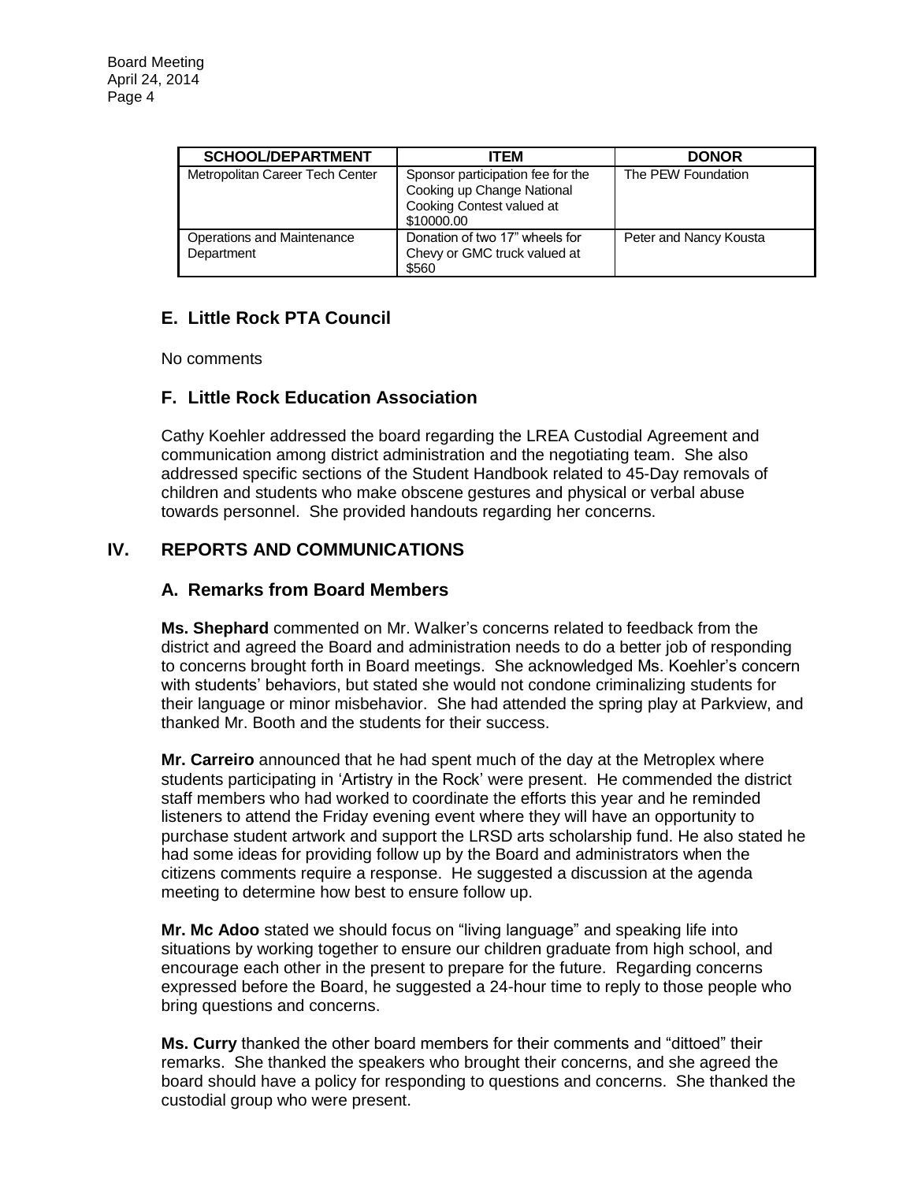| SCHOOL/DEPARTMENT | ITEM | DONOR |
|---|---|---|
| Metropolitan Career Tech Center | Sponsor participation fee for the Cooking up Change National Cooking Contest valued at \$10000.00 | The PEW Foundation |
| Operations and Maintenance Department | Donation of two 17" wheels for Chevy or GMC truck valued at \$560 | Peter and Nancy Kousta |

### E. Little Rock PTA Council

No comments

### F. Little Rock Education Association

Cathy Koehler addressed the board regarding the LREA Custodial Agreement and communication among district administration and the negotiating team. She also addressed specific sections of the Student Handbook related to 45-Day removals of children and students who make obscene gestures and physical or verbal abuse towards personnel. She provided handouts regarding her concerns.

## IV. REPORTS AND COMMUNICATIONS

### A. Remarks from Board Members

**Ms. Shephard** commented on Mr. Walker's concerns related to feedback from the district and agreed the Board and administration needs to do a better job of responding to concerns brought forth in Board meetings. She acknowledged Ms. Koehler's concern with students' behaviors, but stated she would not condone criminalizing students for their language or minor misbehavior. She had attended the spring play at Parkview, and thanked Mr. Booth and the students for their success.

**Mr. Carreiro** announced that he had spent much of the day at the Metroplex where students participating in 'Artistry in the Rock' were present. He commended the district staff members who had worked to coordinate the efforts this year and he reminded listeners to attend the Friday evening event where they will have an opportunity to purchase student artwork and support the LRSD arts scholarship fund. He also stated he had some ideas for providing follow up by the Board and administrators when the citizens comments require a response. He suggested a discussion at the agenda meeting to determine how best to ensure follow up.

**Mr. Mc Adoo** stated we should focus on "living language" and speaking life into situations by working together to ensure our children graduate from high school, and encourage each other in the present to prepare for the future. Regarding concerns expressed before the Board, he suggested a 24-hour time to reply to those people who bring questions and concerns.

**Ms. Curry** thanked the other board members for their comments and "dittoed" their remarks. She thanked the speakers who brought their concerns, and she agreed the board should have a policy for responding to questions and concerns. She thanked the custodial group who were present.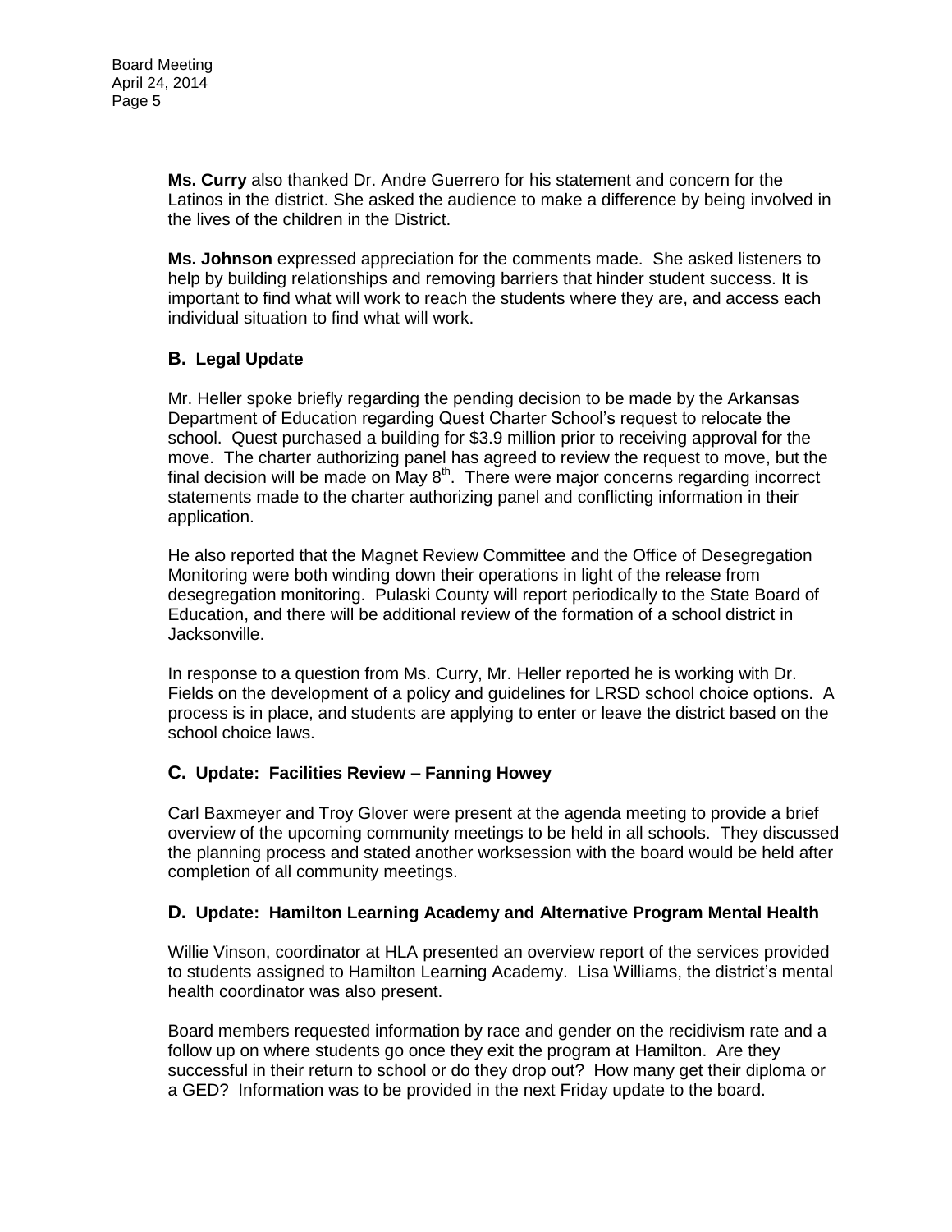**Ms. Curry** also thanked Dr. Andre Guerrero for his statement and concern for the Latinos in the district. She asked the audience to make a difference by being involved in the lives of the children in the District.

**Ms. Johnson** expressed appreciation for the comments made. She asked listeners to help by building relationships and removing barriers that hinder student success. It is important to find what will work to reach the students where they are, and access each individual situation to find what will work.

### B. Legal Update

Mr. Heller spoke briefly regarding the pending decision to be made by the Arkansas Department of Education regarding Quest Charter School's request to relocate the school. Quest purchased a building for $3.9 million prior to receiving approval for the move. The charter authorizing panel has agreed to review the request to move, but the final decision will be made on May 8th. There were major concerns regarding incorrect statements made to the charter authorizing panel and conflicting information in their application.

He also reported that the Magnet Review Committee and the Office of Desegregation Monitoring were both winding down their operations in light of the release from desegregation monitoring. Pulaski County will report periodically to the State Board of Education, and there will be additional review of the formation of a school district in Jacksonville.

In response to a question from Ms. Curry, Mr. Heller reported he is working with Dr. Fields on the development of a policy and guidelines for LRSD school choice options. A process is in place, and students are applying to enter or leave the district based on the school choice laws.

### C. Update: Facilities Review – Fanning Howey

Carl Baxmeyer and Troy Glover were present at the agenda meeting to provide a brief overview of the upcoming community meetings to be held in all schools. They discussed the planning process and stated another worksession with the board would be held after completion of all community meetings.

### D. Update: Hamilton Learning Academy and Alternative Program Mental Health

Willie Vinson, coordinator at HLA presented an overview report of the services provided to students assigned to Hamilton Learning Academy. Lisa Williams, the district's mental health coordinator was also present.

Board members requested information by race and gender on the recidivism rate and a follow up on where students go once they exit the program at Hamilton. Are they successful in their return to school or do they drop out? How many get their diploma or a GED? Information was to be provided in the next Friday update to the board.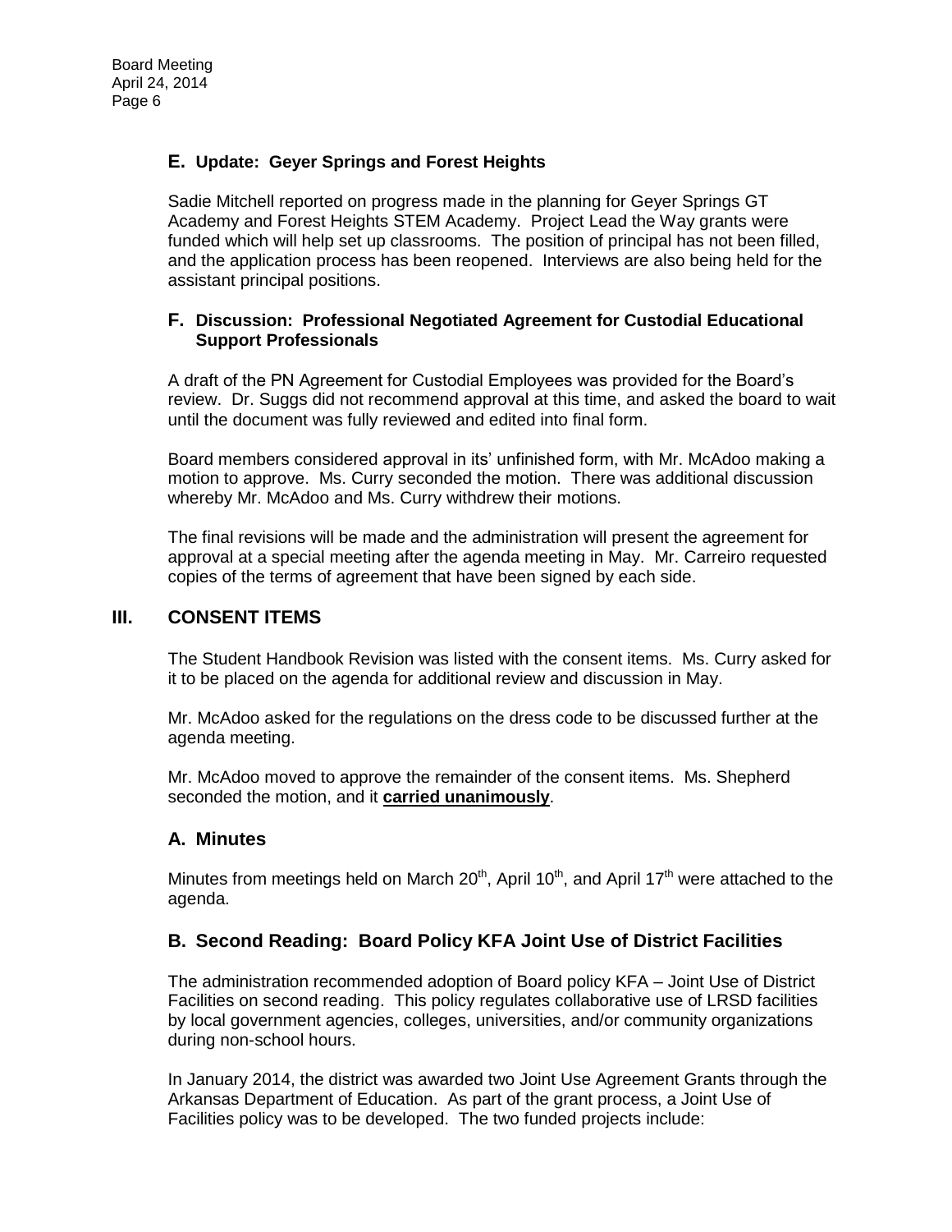### E. Update: Geyer Springs and Forest Heights

Sadie Mitchell reported on progress made in the planning for Geyer Springs GT Academy and Forest Heights STEM Academy. Project Lead the Way grants were funded which will help set up classrooms. The position of principal has not been filled, and the application process has been reopened. Interviews are also being held for the assistant principal positions.

### F. Discussion: Professional Negotiated Agreement for Custodial Educational Support Professionals

A draft of the PN Agreement for Custodial Employees was provided for the Board's review. Dr. Suggs did not recommend approval at this time, and asked the board to wait until the document was fully reviewed and edited into final form.

Board members considered approval in its' unfinished form, with Mr. McAdoo making a motion to approve. Ms. Curry seconded the motion. There was additional discussion whereby Mr. McAdoo and Ms. Curry withdrew their motions.

The final revisions will be made and the administration will present the agreement for approval at a special meeting after the agenda meeting in May. Mr. Carreiro requested copies of the terms of agreement that have been signed by each side.

## III. CONSENT ITEMS

The Student Handbook Revision was listed with the consent items. Ms. Curry asked for it to be placed on the agenda for additional review and discussion in May.

Mr. McAdoo asked for the regulations on the dress code to be discussed further at the agenda meeting.

Mr. McAdoo moved to approve the remainder of the consent items. Ms. Shepherd seconded the motion, and it **carried unanimously**.

### A. Minutes

Minutes from meetings held on March 20th, April 10th, and April 17th were attached to the agenda.

### B. Second Reading: Board Policy KFA Joint Use of District Facilities

The administration recommended adoption of Board policy KFA – Joint Use of District Facilities on second reading. This policy regulates collaborative use of LRSD facilities by local government agencies, colleges, universities, and/or community organizations during non-school hours.

In January 2014, the district was awarded two Joint Use Agreement Grants through the Arkansas Department of Education. As part of the grant process, a Joint Use of Facilities policy was to be developed. The two funded projects include: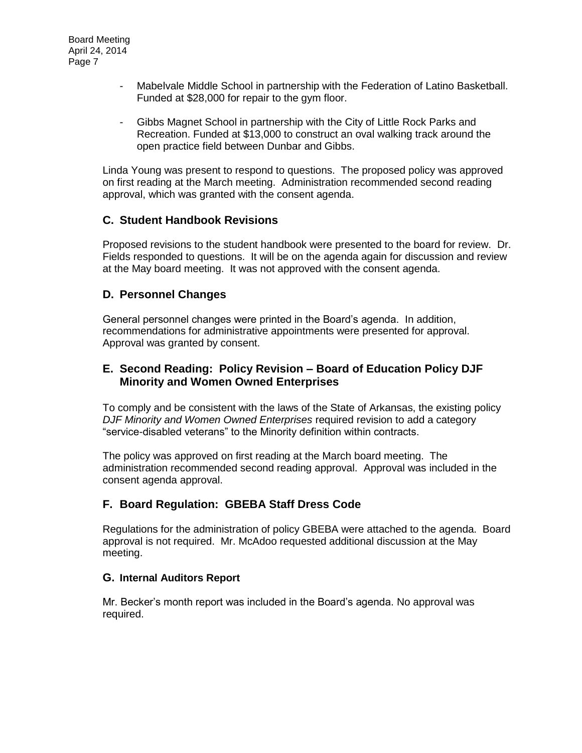- Mabelvale Middle School in partnership with the Federation of Latino Basketball. Funded at $28,000 for repair to the gym floor.

- Gibbs Magnet School in partnership with the City of Little Rock Parks and Recreation. Funded at $13,000 to construct an oval walking track around the open practice field between Dunbar and Gibbs.

Linda Young was present to respond to questions. The proposed policy was approved on first reading at the March meeting. Administration recommended second reading approval, which was granted with the consent agenda.

## C. Student Handbook Revisions

Proposed revisions to the student handbook were presented to the board for review. Dr. Fields responded to questions. It will be on the agenda again for discussion and review at the May board meeting. It was not approved with the consent agenda.

## D. Personnel Changes

General personnel changes were printed in the Board's agenda. In addition, recommendations for administrative appointments were presented for approval. Approval was granted by consent.

## E. Second Reading: Policy Revision – Board of Education Policy DJF Minority and Women Owned Enterprises

To comply and be consistent with the laws of the State of Arkansas, the existing policy *DJF Minority and Women Owned Enterprises* required revision to add a category "service-disabled veterans" to the Minority definition within contracts.

The policy was approved on first reading at the March board meeting. The administration recommended second reading approval. Approval was included in the consent agenda approval.

## F. Board Regulation: GBEBA Staff Dress Code

Regulations for the administration of policy GBEBA were attached to the agenda. Board approval is not required. Mr. McAdoo requested additional discussion at the May meeting.

### G. Internal Auditors Report

Mr. Becker's month report was included in the Board's agenda. No approval was required.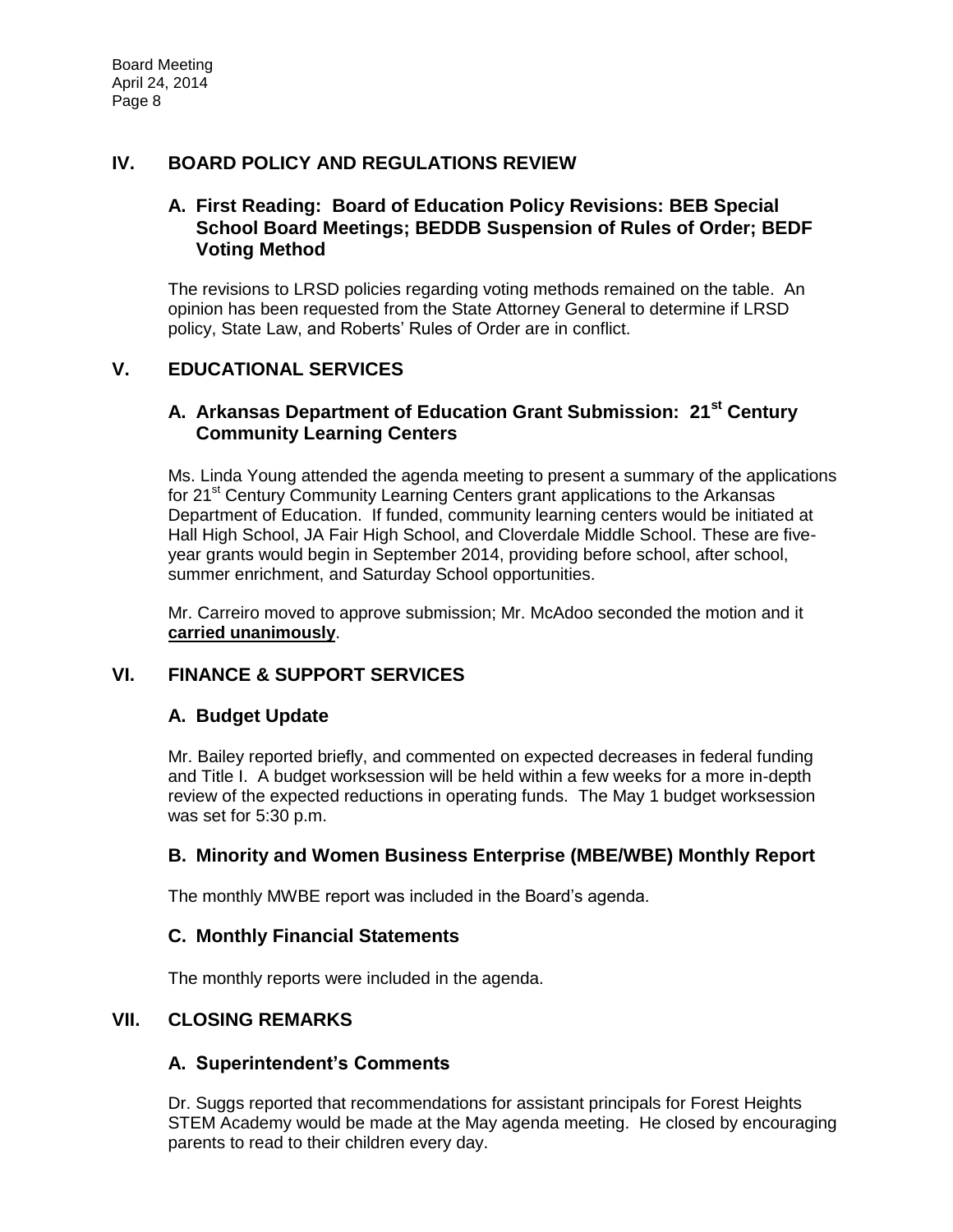## IV. BOARD POLICY AND REGULATIONS REVIEW

### A. First Reading: Board of Education Policy Revisions: BEB Special School Board Meetings; BEDDB Suspension of Rules of Order; BEDF Voting Method

The revisions to LRSD policies regarding voting methods remained on the table. An opinion has been requested from the State Attorney General to determine if LRSD policy, State Law, and Roberts' Rules of Order are in conflict.

## V. EDUCATIONAL SERVICES

### A. Arkansas Department of Education Grant Submission: 21st Century Community Learning Centers

Ms. Linda Young attended the agenda meeting to present a summary of the applications for 21st Century Community Learning Centers grant applications to the Arkansas Department of Education. If funded, community learning centers would be initiated at Hall High School, JA Fair High School, and Cloverdale Middle School. These are five-year grants would begin in September 2014, providing before school, after school, summer enrichment, and Saturday School opportunities.

Mr. Carreiro moved to approve submission; Mr. McAdoo seconded the motion and it **carried unanimously**.

## VI. FINANCE & SUPPORT SERVICES

### A. Budget Update

Mr. Bailey reported briefly, and commented on expected decreases in federal funding and Title I. A budget worksession will be held within a few weeks for a more in-depth review of the expected reductions in operating funds. The May 1 budget worksession was set for 5:30 p.m.

### B. Minority and Women Business Enterprise (MBE/WBE) Monthly Report

The monthly MWBE report was included in the Board's agenda.

### C. Monthly Financial Statements

The monthly reports were included in the agenda.

## VII. CLOSING REMARKS

### A. Superintendent's Comments

Dr. Suggs reported that recommendations for assistant principals for Forest Heights STEM Academy would be made at the May agenda meeting. He closed by encouraging parents to read to their children every day.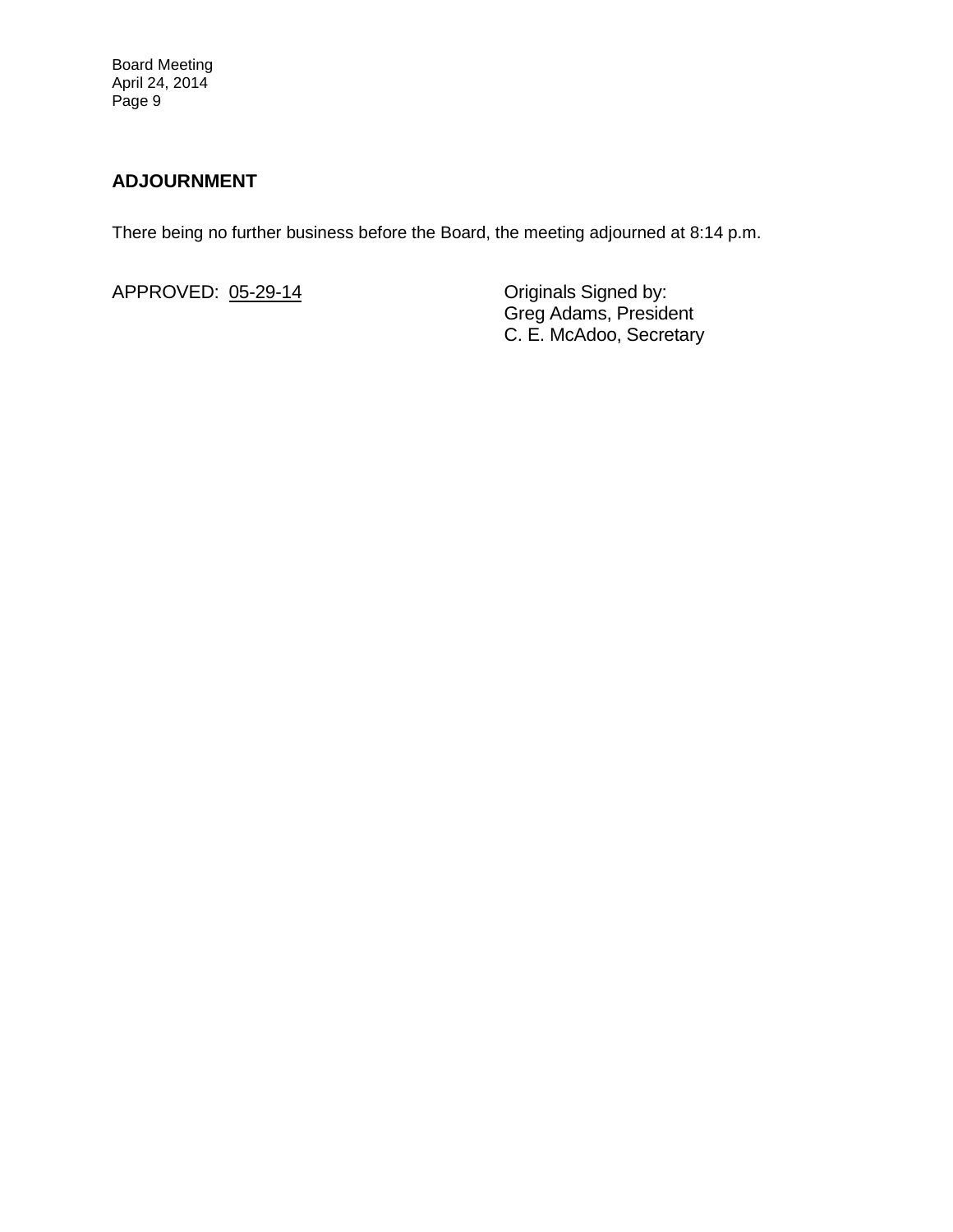## ADJOURNMENT

There being no further business before the Board, the meeting adjourned at 8:14 p.m.

APPROVED: <u>05-29-14</u>

Originals Signed by:
Greg Adams, President
C. E. McAdoo, Secretary